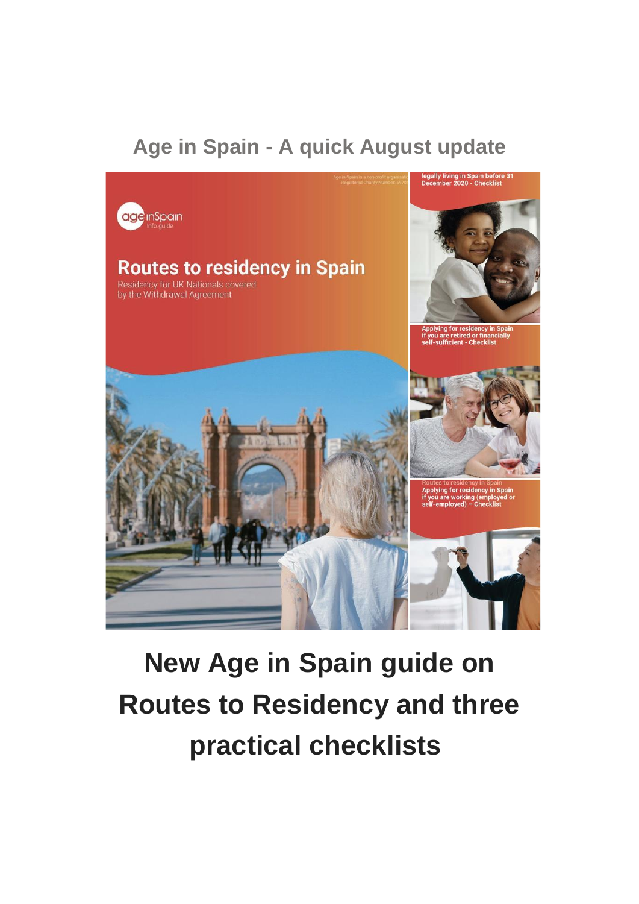## Age in Spain - A quick August update

# New Age in Spain guide on Routes to Residency and three practical checklists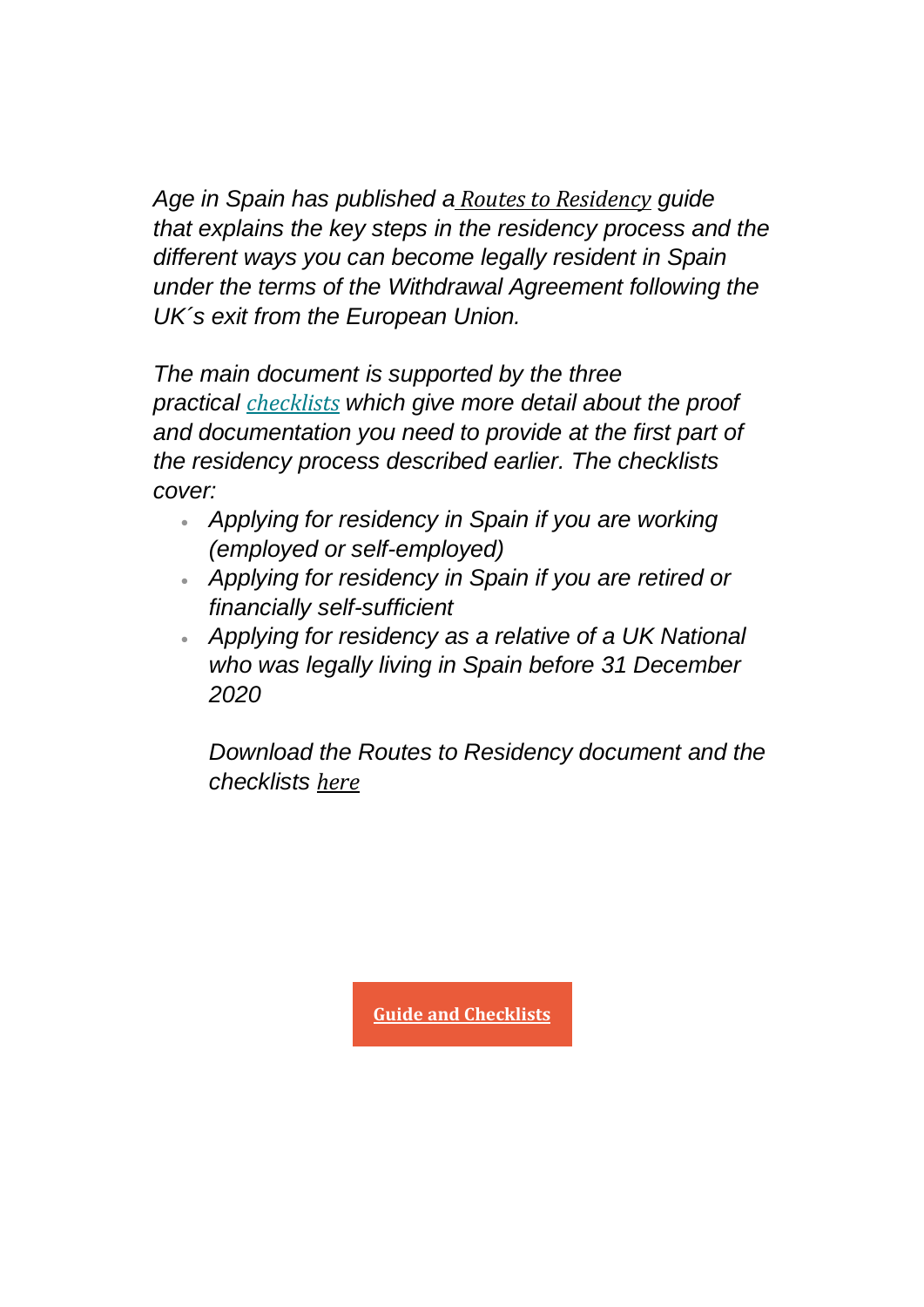*Age in Spain has published a* Routes to Residency *guide that explains the key steps in the residency process and the different ways you can become legally resident in Spain under the terms of the Withdrawal Agreement following the UK´s exit from the European Union.*

*The main document is supported by the three practical* checklists *which give more detail about the proof and documentation you need to provide at the first part of the residency process described earlier. The checklists cover:*

- *Applying for residency in Spain if you are working (employed or self-employed)*
- *Applying for residency in Spain if you are retired or financially self-sufficient*
- *Applying for residency as a relative of a UK National who was legally living in Spain before 31 December 2020*

  *Download the Routes to Residency document and the checklists* here

**Guide and Checklists**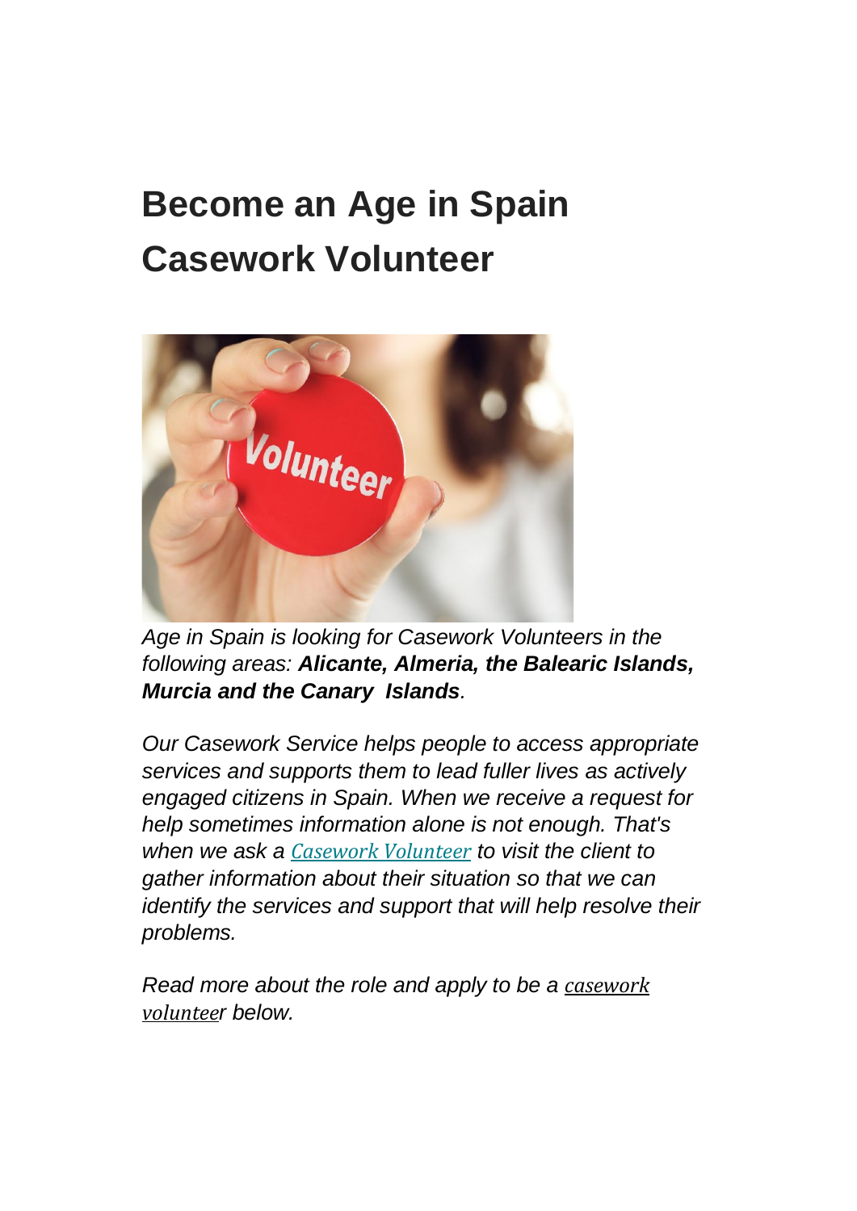# Become an Age in Spain Casework Volunteer

*Age in Spain is looking for Casework Volunteers in the following areas:* ***Alicante, Almeria, the Balearic Islands, Murcia and the Canary Islands****.*

*Our Casework Service helps people to access appropriate services and supports them to lead fuller lives as actively engaged citizens in Spain. When we receive a request for help sometimes information alone is not enough. That's when we ask a Casework Volunteer to visit the client to gather information about their situation so that we can identify the services and support that will help resolve their problems.*

*Read more about the role and apply to be a casework volunteer below.*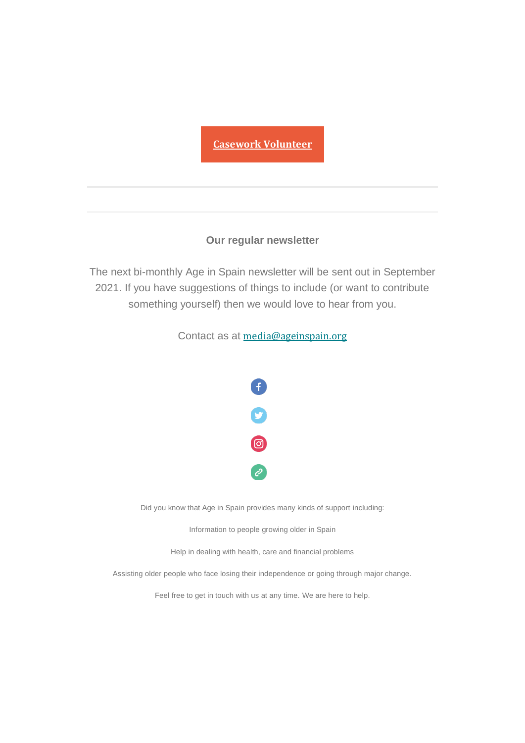**Casework Volunteer**

---

---

### Our regular newsletter

The next bi-monthly Age in Spain newsletter will be sent out in September 2021. If you have suggestions of things to include (or want to contribute something yourself) then we would love to hear from you.

Contact as at media@ageinspain.org

Did you know that Age in Spain provides many kinds of support including:

Information to people growing older in Spain

Help in dealing with health, care and financial problems

Assisting older people who face losing their independence or going through major change.

Feel free to get in touch with us at any time. We are here to help.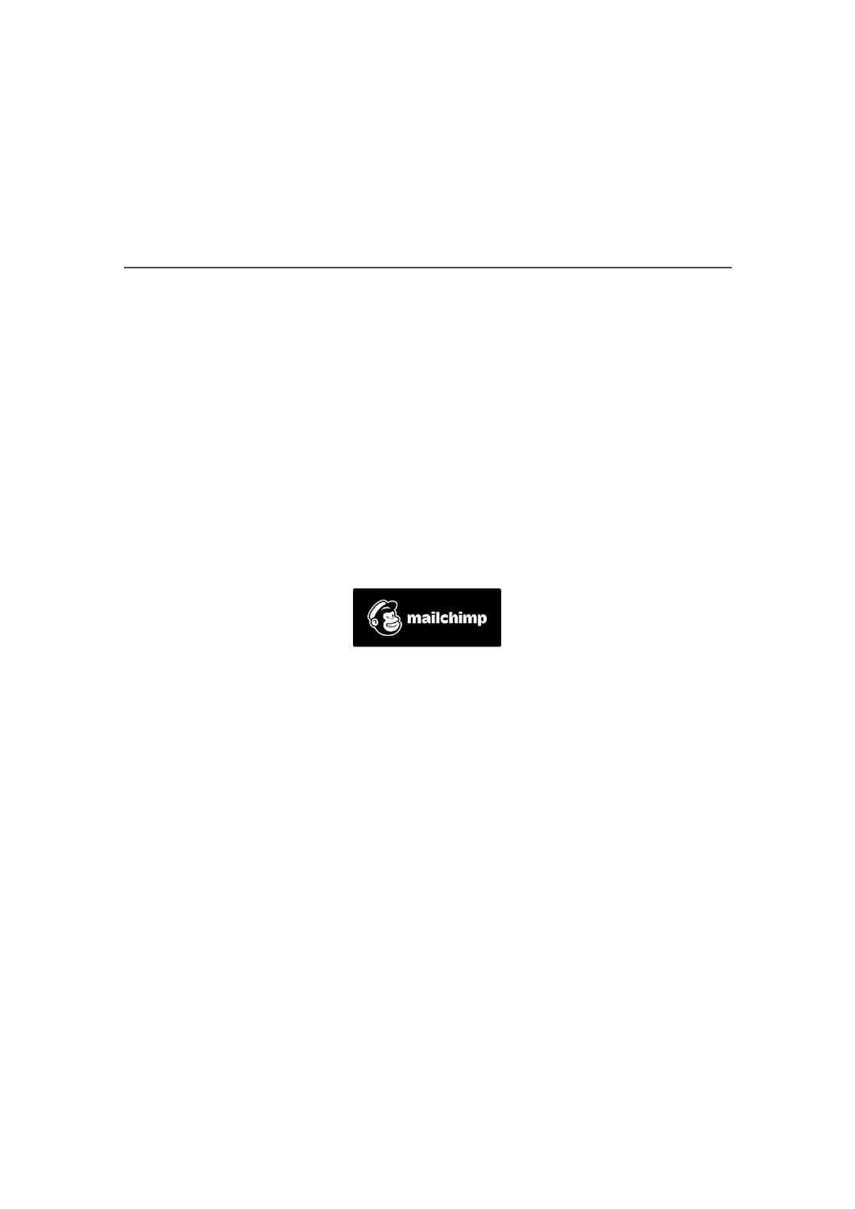---

mailchimp